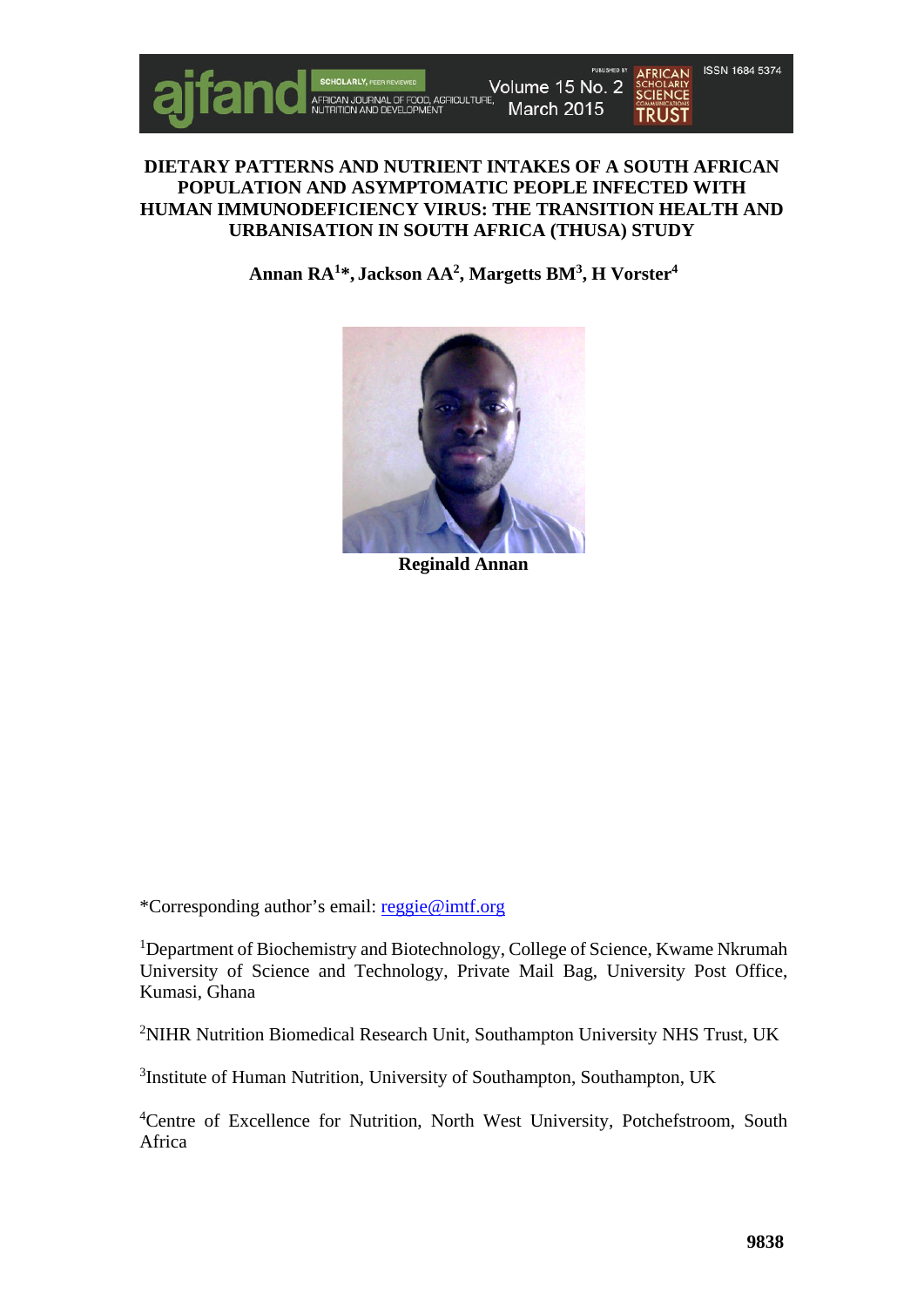# DIETARY PATTERNS AND NUTRIENT INTAKES OF A SOUTH AFRICAN POPULATION AND ASYMPTOMATIC PEOPLE INFECTED WITH HUMAN IMMUNODEFICIENCY VIRUS: THE TRANSITION HEALTH AND URBANISATION IN SOUTH AFRICA (THUSA) STUDY

**Annan RA[1]*, Jackson AA[2], Margetts BM[3], H Vorster[4]**

**Reginald Annan**

*Corresponding author's email: reggie@imtf.org

[1]Department of Biochemistry and Biotechnology, College of Science, Kwame Nkrumah University of Science and Technology, Private Mail Bag, University Post Office, Kumasi, Ghana

[2]NIHR Nutrition Biomedical Research Unit, Southampton University NHS Trust, UK

[3]Institute of Human Nutrition, University of Southampton, Southampton, UK

[4]Centre of Excellence for Nutrition, North West University, Potchefstroom, South Africa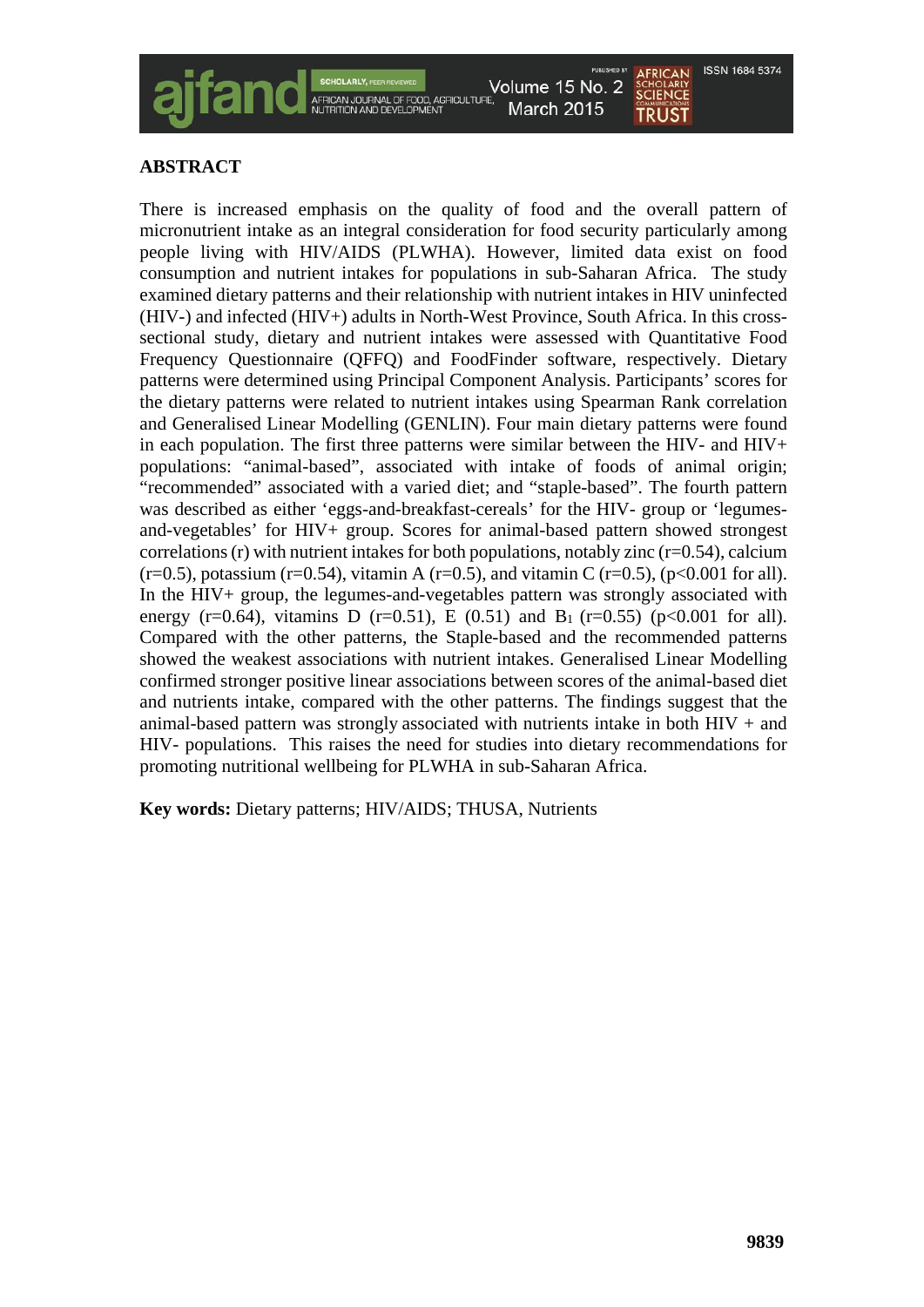## ABSTRACT

There is increased emphasis on the quality of food and the overall pattern of micronutrient intake as an integral consideration for food security particularly among people living with HIV/AIDS (PLWHA). However, limited data exist on food consumption and nutrient intakes for populations in sub-Saharan Africa. The study examined dietary patterns and their relationship with nutrient intakes in HIV uninfected (HIV-) and infected (HIV+) adults in North-West Province, South Africa. In this cross-sectional study, dietary and nutrient intakes were assessed with Quantitative Food Frequency Questionnaire (QFFQ) and FoodFinder software, respectively. Dietary patterns were determined using Principal Component Analysis. Participants' scores for the dietary patterns were related to nutrient intakes using Spearman Rank correlation and Generalised Linear Modelling (GENLIN). Four main dietary patterns were found in each population. The first three patterns were similar between the HIV- and HIV+ populations: "animal-based", associated with intake of foods of animal origin; "recommended" associated with a varied diet; and "staple-based". The fourth pattern was described as either 'eggs-and-breakfast-cereals' for the HIV- group or 'legumes-and-vegetables' for HIV+ group. Scores for animal-based pattern showed strongest correlations (r) with nutrient intakes for both populations, notably zinc ($r=0.54$), calcium ($r=0.5$), potassium ($r=0.54$), vitamin A ($r=0.5$), and vitamin C ($r=0.5$), ($p<0.001$ for all). In the HIV+ group, the legumes-and-vegetables pattern was strongly associated with energy ($r=0.64$), vitamins D ($r=0.51$), E (0.51) and $B_1$ ($r=0.55$) ($p<0.001$ for all). Compared with the other patterns, the Staple-based and the recommended patterns showed the weakest associations with nutrient intakes. Generalised Linear Modelling confirmed stronger positive linear associations between scores of the animal-based diet and nutrients intake, compared with the other patterns. The findings suggest that the animal-based pattern was strongly associated with nutrients intake in both HIV + and HIV- populations. This raises the need for studies into dietary recommendations for promoting nutritional wellbeing for PLWHA in sub-Saharan Africa.

**Key words:** Dietary patterns; HIV/AIDS; THUSA, Nutrients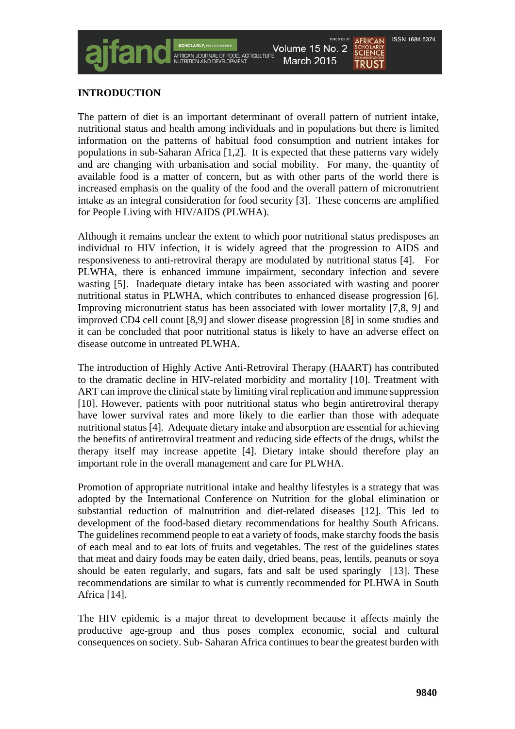## INTRODUCTION

The pattern of diet is an important determinant of overall pattern of nutrient intake, nutritional status and health among individuals and in populations but there is limited information on the patterns of habitual food consumption and nutrient intakes for populations in sub-Saharan Africa [1,2]. It is expected that these patterns vary widely and are changing with urbanisation and social mobility. For many, the quantity of available food is a matter of concern, but as with other parts of the world there is increased emphasis on the quality of the food and the overall pattern of micronutrient intake as an integral consideration for food security [3]. These concerns are amplified for People Living with HIV/AIDS (PLWHA).

Although it remains unclear the extent to which poor nutritional status predisposes an individual to HIV infection, it is widely agreed that the progression to AIDS and responsiveness to anti-retroviral therapy are modulated by nutritional status [4]. For PLWHA, there is enhanced immune impairment, secondary infection and severe wasting [5]. Inadequate dietary intake has been associated with wasting and poorer nutritional status in PLWHA, which contributes to enhanced disease progression [6]. Improving micronutrient status has been associated with lower mortality [7,8, 9] and improved CD4 cell count [8,9] and slower disease progression [8] in some studies and it can be concluded that poor nutritional status is likely to have an adverse effect on disease outcome in untreated PLWHA.

The introduction of Highly Active Anti-Retroviral Therapy (HAART) has contributed to the dramatic decline in HIV-related morbidity and mortality [10]. Treatment with ART can improve the clinical state by limiting viral replication and immune suppression [10]. However, patients with poor nutritional status who begin antiretroviral therapy have lower survival rates and more likely to die earlier than those with adequate nutritional status [4]. Adequate dietary intake and absorption are essential for achieving the benefits of antiretroviral treatment and reducing side effects of the drugs, whilst the therapy itself may increase appetite [4]. Dietary intake should therefore play an important role in the overall management and care for PLWHA.

Promotion of appropriate nutritional intake and healthy lifestyles is a strategy that was adopted by the International Conference on Nutrition for the global elimination or substantial reduction of malnutrition and diet-related diseases [12]. This led to development of the food-based dietary recommendations for healthy South Africans. The guidelines recommend people to eat a variety of foods, make starchy foods the basis of each meal and to eat lots of fruits and vegetables. The rest of the guidelines states that meat and dairy foods may be eaten daily, dried beans, peas, lentils, peanuts or soya should be eaten regularly, and sugars, fats and salt be used sparingly [13]. These recommendations are similar to what is currently recommended for PLHWA in South Africa [14].

The HIV epidemic is a major threat to development because it affects mainly the productive age-group and thus poses complex economic, social and cultural consequences on society. Sub- Saharan Africa continues to bear the greatest burden with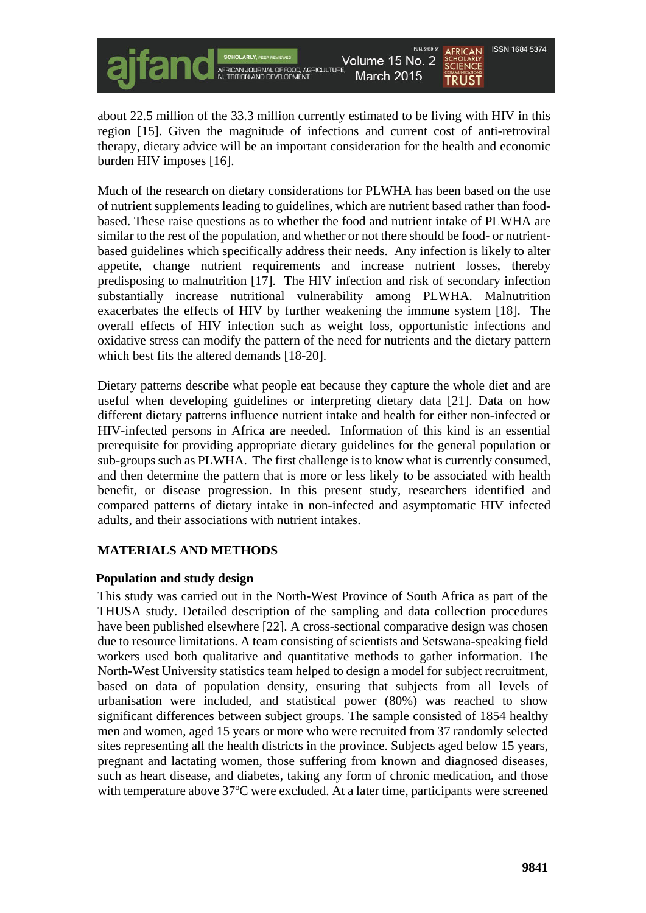about 22.5 million of the 33.3 million currently estimated to be living with HIV in this region [15]. Given the magnitude of infections and current cost of anti-retroviral therapy, dietary advice will be an important consideration for the health and economic burden HIV imposes [16].

Much of the research on dietary considerations for PLWHA has been based on the use of nutrient supplements leading to guidelines, which are nutrient based rather than food-based. These raise questions as to whether the food and nutrient intake of PLWHA are similar to the rest of the population, and whether or not there should be food- or nutrient-based guidelines which specifically address their needs. Any infection is likely to alter appetite, change nutrient requirements and increase nutrient losses, thereby predisposing to malnutrition [17]. The HIV infection and risk of secondary infection substantially increase nutritional vulnerability among PLWHA. Malnutrition exacerbates the effects of HIV by further weakening the immune system [18]. The overall effects of HIV infection such as weight loss, opportunistic infections and oxidative stress can modify the pattern of the need for nutrients and the dietary pattern which best fits the altered demands [18-20].

Dietary patterns describe what people eat because they capture the whole diet and are useful when developing guidelines or interpreting dietary data [21]. Data on how different dietary patterns influence nutrient intake and health for either non-infected or HIV-infected persons in Africa are needed. Information of this kind is an essential prerequisite for providing appropriate dietary guidelines for the general population or sub-groups such as PLWHA. The first challenge is to know what is currently consumed, and then determine the pattern that is more or less likely to be associated with health benefit, or disease progression. In this present study, researchers identified and compared patterns of dietary intake in non-infected and asymptomatic HIV infected adults, and their associations with nutrient intakes.

## MATERIALS AND METHODS

### Population and study design

This study was carried out in the North-West Province of South Africa as part of the THUSA study. Detailed description of the sampling and data collection procedures have been published elsewhere [22]. A cross-sectional comparative design was chosen due to resource limitations. A team consisting of scientists and Setswana-speaking field workers used both qualitative and quantitative methods to gather information. The North-West University statistics team helped to design a model for subject recruitment, based on data of population density, ensuring that subjects from all levels of urbanisation were included, and statistical power (80%) was reached to show significant differences between subject groups. The sample consisted of 1854 healthy men and women, aged 15 years or more who were recruited from 37 randomly selected sites representing all the health districts in the province. Subjects aged below 15 years, pregnant and lactating women, those suffering from known and diagnosed diseases, such as heart disease, and diabetes, taking any form of chronic medication, and those with temperature above 37°C were excluded. At a later time, participants were screened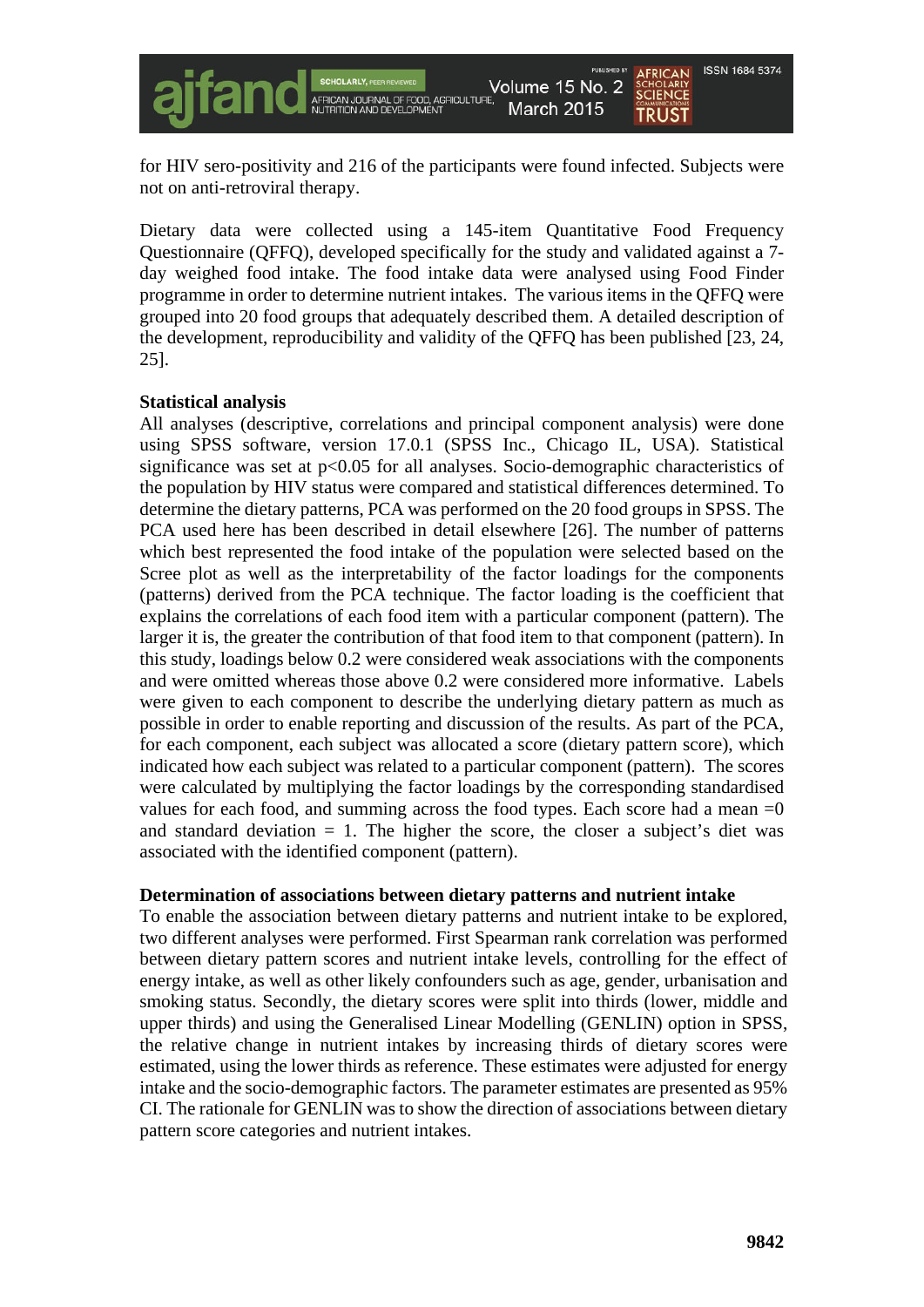for HIV sero-positivity and 216 of the participants were found infected. Subjects were not on anti-retroviral therapy.

Dietary data were collected using a 145-item Quantitative Food Frequency Questionnaire (QFFQ), developed specifically for the study and validated against a 7-day weighed food intake. The food intake data were analysed using Food Finder programme in order to determine nutrient intakes. The various items in the QFFQ were grouped into 20 food groups that adequately described them. A detailed description of the development, reproducibility and validity of the QFFQ has been published [23, 24, 25].

**Statistical analysis**

All analyses (descriptive, correlations and principal component analysis) were done using SPSS software, version 17.0.1 (SPSS Inc., Chicago IL, USA). Statistical significance was set at $p<0.05$ for all analyses. Socio-demographic characteristics of the population by HIV status were compared and statistical differences determined. To determine the dietary patterns, PCA was performed on the 20 food groups in SPSS. The PCA used here has been described in detail elsewhere [26]. The number of patterns which best represented the food intake of the population were selected based on the Scree plot as well as the interpretability of the factor loadings for the components (patterns) derived from the PCA technique. The factor loading is the coefficient that explains the correlations of each food item with a particular component (pattern). The larger it is, the greater the contribution of that food item to that component (pattern). In this study, loadings below 0.2 were considered weak associations with the components and were omitted whereas those above 0.2 were considered more informative. Labels were given to each component to describe the underlying dietary pattern as much as possible in order to enable reporting and discussion of the results. As part of the PCA, for each component, each subject was allocated a score (dietary pattern score), which indicated how each subject was related to a particular component (pattern). The scores were calculated by multiplying the factor loadings by the corresponding standardised values for each food, and summing across the food types. Each score had a mean =0 and standard deviation = 1. The higher the score, the closer a subject's diet was associated with the identified component (pattern).

**Determination of associations between dietary patterns and nutrient intake**

To enable the association between dietary patterns and nutrient intake to be explored, two different analyses were performed. First Spearman rank correlation was performed between dietary pattern scores and nutrient intake levels, controlling for the effect of energy intake, as well as other likely confounders such as age, gender, urbanisation and smoking status. Secondly, the dietary scores were split into thirds (lower, middle and upper thirds) and using the Generalised Linear Modelling (GENLIN) option in SPSS, the relative change in nutrient intakes by increasing thirds of dietary scores were estimated, using the lower thirds as reference. These estimates were adjusted for energy intake and the socio-demographic factors. The parameter estimates are presented as 95% CI. The rationale for GENLIN was to show the direction of associations between dietary pattern score categories and nutrient intakes.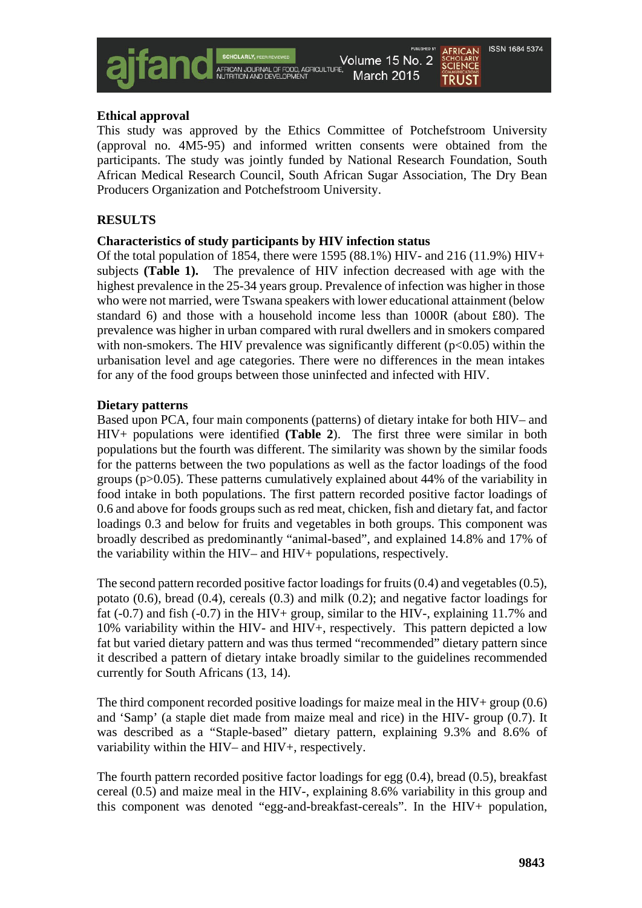### Ethical approval

This study was approved by the Ethics Committee of Potchefstroom University (approval no. 4M5-95) and informed written consents were obtained from the participants. The study was jointly funded by National Research Foundation, South African Medical Research Council, South African Sugar Association, The Dry Bean Producers Organization and Potchefstroom University.

## RESULTS

### Characteristics of study participants by HIV infection status

Of the total population of 1854, there were 1595 (88.1%) HIV- and 216 (11.9%) HIV+ subjects **(Table 1).** The prevalence of HIV infection decreased with age with the highest prevalence in the 25-34 years group. Prevalence of infection was higher in those who were not married, were Tswana speakers with lower educational attainment (below standard 6) and those with a household income less than 1000R (about £80). The prevalence was higher in urban compared with rural dwellers and in smokers compared with non-smokers. The HIV prevalence was significantly different ($p<0.05$) within the urbanisation level and age categories. There were no differences in the mean intakes for any of the food groups between those uninfected and infected with HIV.

### Dietary patterns

Based upon PCA, four main components (patterns) of dietary intake for both HIV– and HIV+ populations were identified **(Table 2**). The first three were similar in both populations but the fourth was different. The similarity was shown by the similar foods for the patterns between the two populations as well as the factor loadings of the food groups ($p>0.05$). These patterns cumulatively explained about 44% of the variability in food intake in both populations. The first pattern recorded positive factor loadings of 0.6 and above for foods groups such as red meat, chicken, fish and dietary fat, and factor loadings 0.3 and below for fruits and vegetables in both groups. This component was broadly described as predominantly "animal-based", and explained 14.8% and 17% of the variability within the HIV– and HIV+ populations, respectively.

The second pattern recorded positive factor loadings for fruits (0.4) and vegetables (0.5), potato (0.6), bread (0.4), cereals (0.3) and milk (0.2); and negative factor loadings for fat (-0.7) and fish (-0.7) in the HIV+ group, similar to the HIV-, explaining 11.7% and 10% variability within the HIV- and HIV+, respectively. This pattern depicted a low fat but varied dietary pattern and was thus termed "recommended" dietary pattern since it described a pattern of dietary intake broadly similar to the guidelines recommended currently for South Africans (13, 14).

The third component recorded positive loadings for maize meal in the HIV+ group (0.6) and 'Samp' (a staple diet made from maize meal and rice) in the HIV- group (0.7). It was described as a "Staple-based" dietary pattern, explaining 9.3% and 8.6% of variability within the HIV– and HIV+, respectively.

The fourth pattern recorded positive factor loadings for egg (0.4), bread (0.5), breakfast cereal (0.5) and maize meal in the HIV-, explaining 8.6% variability in this group and this component was denoted "egg-and-breakfast-cereals". In the HIV+ population,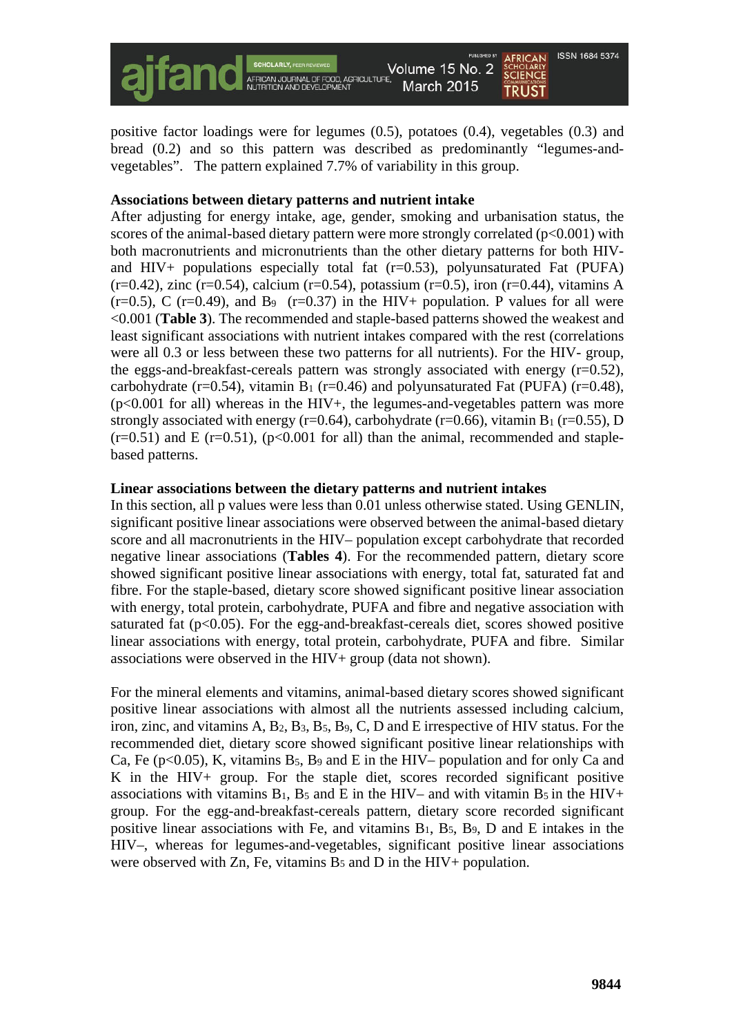positive factor loadings were for legumes (0.5), potatoes (0.4), vegetables (0.3) and bread (0.2) and so this pattern was described as predominantly "legumes-and-vegetables". The pattern explained 7.7% of variability in this group.

**Associations between dietary patterns and nutrient intake**

After adjusting for energy intake, age, gender, smoking and urbanisation status, the scores of the animal-based dietary pattern were more strongly correlated ($p<0.001$) with both macronutrients and micronutrients than the other dietary patterns for both HIV- and HIV+ populations especially total fat ($r=0.53$), polyunsaturated Fat (PUFA) ($r=0.42$), zinc ($r=0.54$), calcium ($r=0.54$), potassium ($r=0.5$), iron ($r=0.44$), vitamins A ($r=0.5$), C ($r=0.49$), and $B_9$ ($r=0.37$) in the HIV+ population. P values for all were <0.001 (**Table 3**). The recommended and staple-based patterns showed the weakest and least significant associations with nutrient intakes compared with the rest (correlations were all 0.3 or less between these two patterns for all nutrients). For the HIV- group, the eggs-and-breakfast-cereals pattern was strongly associated with energy ($r=0.52$), carbohydrate ($r=0.54$), vitamin $B_1$ ($r=0.46$) and polyunsaturated Fat (PUFA) ($r=0.48$), ($p<0.001$ for all) whereas in the HIV+, the legumes-and-vegetables pattern was more strongly associated with energy ($r=0.64$), carbohydrate ($r=0.66$), vitamin $B_1$ ($r=0.55$), D ($r=0.51$) and E ($r=0.51$), ($p<0.001$ for all) than the animal, recommended and staple-based patterns.

**Linear associations between the dietary patterns and nutrient intakes**

In this section, all p values were less than 0.01 unless otherwise stated. Using GENLIN, significant positive linear associations were observed between the animal-based dietary score and all macronutrients in the HIV– population except carbohydrate that recorded negative linear associations (**Tables 4**). For the recommended pattern, dietary score showed significant positive linear associations with energy, total fat, saturated fat and fibre. For the staple-based, dietary score showed significant positive linear association with energy, total protein, carbohydrate, PUFA and fibre and negative association with saturated fat ($p<0.05$). For the egg-and-breakfast-cereals diet, scores showed positive linear associations with energy, total protein, carbohydrate, PUFA and fibre. Similar associations were observed in the HIV+ group (data not shown).

For the mineral elements and vitamins, animal-based dietary scores showed significant positive linear associations with almost all the nutrients assessed including calcium, iron, zinc, and vitamins A, $B_2$, $B_3$, $B_5$, $B_9$, C, D and E irrespective of HIV status. For the recommended diet, dietary score showed significant positive linear relationships with Ca, Fe ($p<0.05$), K, vitamins $B_5$, $B_9$ and E in the HIV– population and for only Ca and K in the HIV+ group. For the staple diet, scores recorded significant positive associations with vitamins $B_1$, $B_5$ and E in the HIV– and with vitamin $B_5$ in the HIV+ group. For the egg-and-breakfast-cereals pattern, dietary score recorded significant positive linear associations with Fe, and vitamins $B_1$, $B_5$, $B_9$, D and E intakes in the HIV–, whereas for legumes-and-vegetables, significant positive linear associations were observed with Zn, Fe, vitamins $B_5$ and D in the HIV+ population.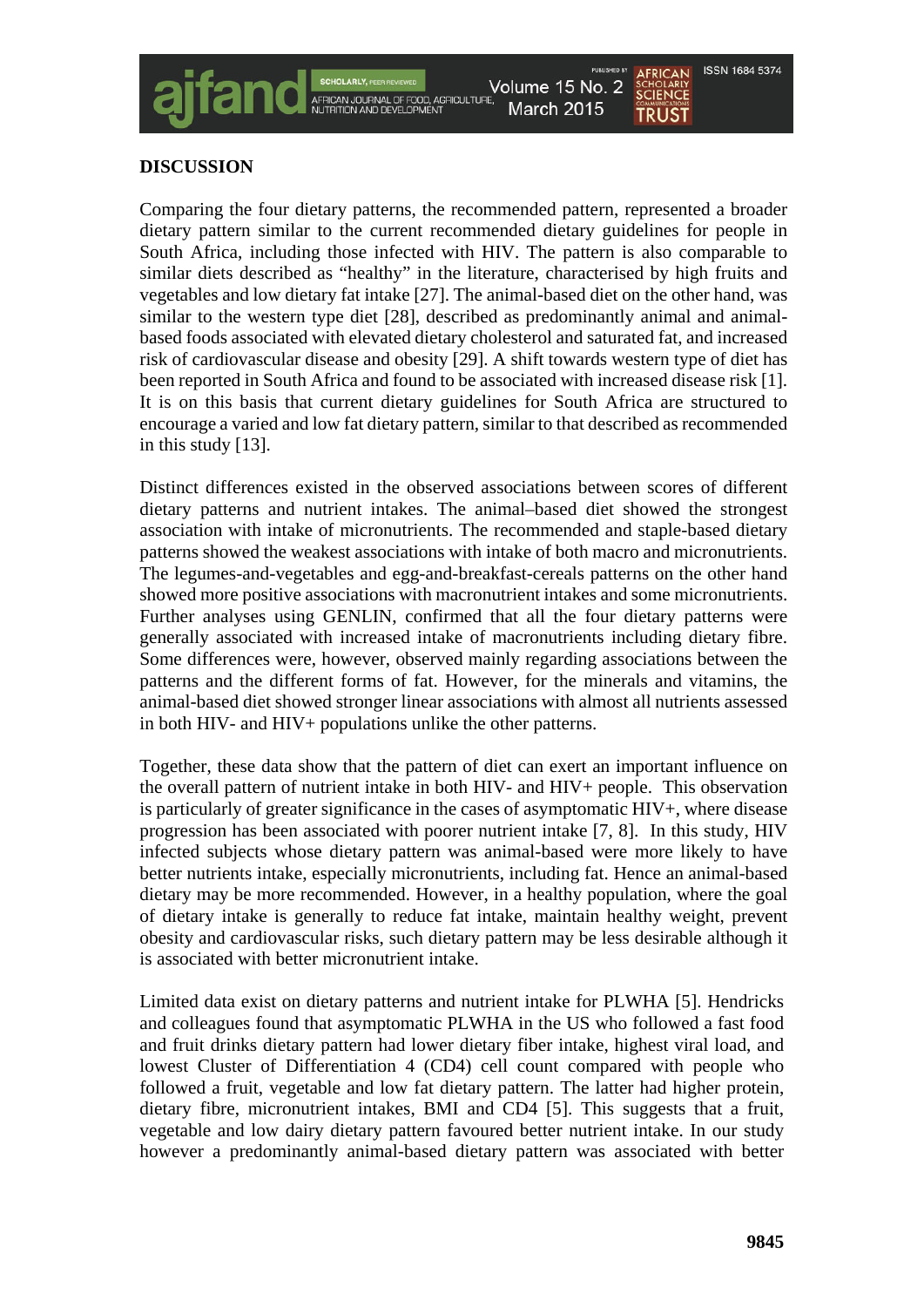## DISCUSSION

Comparing the four dietary patterns, the recommended pattern, represented a broader dietary pattern similar to the current recommended dietary guidelines for people in South Africa, including those infected with HIV. The pattern is also comparable to similar diets described as "healthy" in the literature, characterised by high fruits and vegetables and low dietary fat intake [27]. The animal-based diet on the other hand, was similar to the western type diet [28], described as predominantly animal and animal-based foods associated with elevated dietary cholesterol and saturated fat, and increased risk of cardiovascular disease and obesity [29]. A shift towards western type of diet has been reported in South Africa and found to be associated with increased disease risk [1]. It is on this basis that current dietary guidelines for South Africa are structured to encourage a varied and low fat dietary pattern, similar to that described as recommended in this study [13].

Distinct differences existed in the observed associations between scores of different dietary patterns and nutrient intakes. The animal–based diet showed the strongest association with intake of micronutrients. The recommended and staple-based dietary patterns showed the weakest associations with intake of both macro and micronutrients. The legumes-and-vegetables and egg-and-breakfast-cereals patterns on the other hand showed more positive associations with macronutrient intakes and some micronutrients. Further analyses using GENLIN, confirmed that all the four dietary patterns were generally associated with increased intake of macronutrients including dietary fibre. Some differences were, however, observed mainly regarding associations between the patterns and the different forms of fat. However, for the minerals and vitamins, the animal-based diet showed stronger linear associations with almost all nutrients assessed in both HIV- and HIV+ populations unlike the other patterns.

Together, these data show that the pattern of diet can exert an important influence on the overall pattern of nutrient intake in both HIV- and HIV+ people. This observation is particularly of greater significance in the cases of asymptomatic HIV+, where disease progression has been associated with poorer nutrient intake [7, 8]. In this study, HIV infected subjects whose dietary pattern was animal-based were more likely to have better nutrients intake, especially micronutrients, including fat. Hence an animal-based dietary may be more recommended. However, in a healthy population, where the goal of dietary intake is generally to reduce fat intake, maintain healthy weight, prevent obesity and cardiovascular risks, such dietary pattern may be less desirable although it is associated with better micronutrient intake.

Limited data exist on dietary patterns and nutrient intake for PLWHA [5]. Hendricks and colleagues found that asymptomatic PLWHA in the US who followed a fast food and fruit drinks dietary pattern had lower dietary fiber intake, highest viral load, and lowest Cluster of Differentiation 4 (CD4) cell count compared with people who followed a fruit, vegetable and low fat dietary pattern. The latter had higher protein, dietary fibre, micronutrient intakes, BMI and CD4 [5]. This suggests that a fruit, vegetable and low dairy dietary pattern favoured better nutrient intake. In our study however a predominantly animal-based dietary pattern was associated with better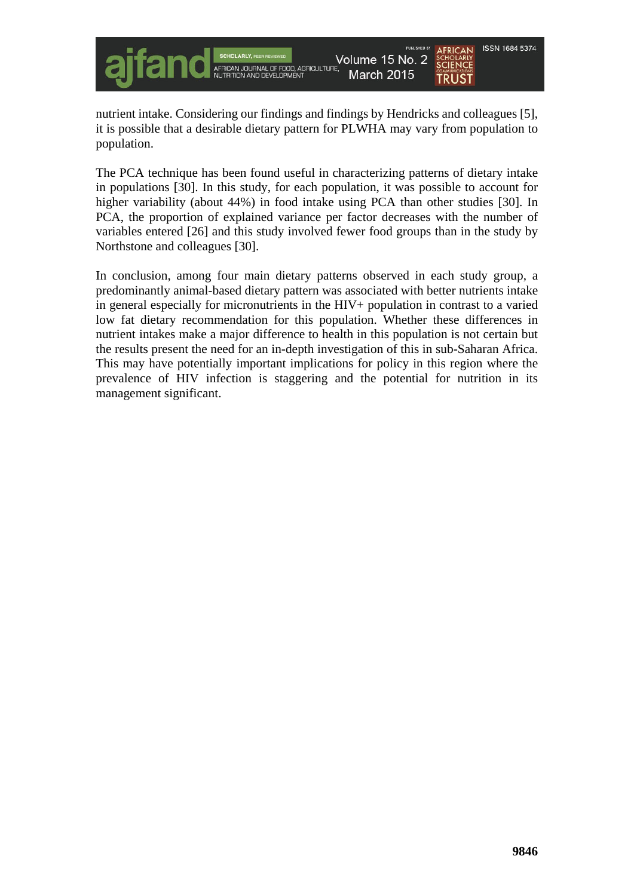nutrient intake. Considering our findings and findings by Hendricks and colleagues [5], it is possible that a desirable dietary pattern for PLWHA may vary from population to population.

The PCA technique has been found useful in characterizing patterns of dietary intake in populations [30]. In this study, for each population, it was possible to account for higher variability (about 44%) in food intake using PCA than other studies [30]. In PCA, the proportion of explained variance per factor decreases with the number of variables entered [26] and this study involved fewer food groups than in the study by Northstone and colleagues [30].

In conclusion, among four main dietary patterns observed in each study group, a predominantly animal-based dietary pattern was associated with better nutrients intake in general especially for micronutrients in the HIV+ population in contrast to a varied low fat dietary recommendation for this population. Whether these differences in nutrient intakes make a major difference to health in this population is not certain but the results present the need for an in-depth investigation of this in sub-Saharan Africa. This may have potentially important implications for policy in this region where the prevalence of HIV infection is staggering and the potential for nutrition in its management significant.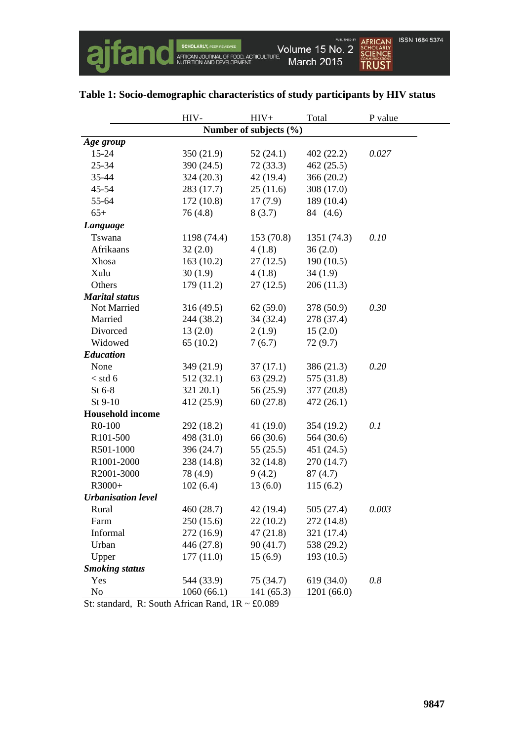**Table 1: Socio-demographic characteristics of study participants by HIV status**

| | HIV- | HIV+ | Total | P value |
|---|---|---|---|---|
| | Number of subjects (%) | | | |
| ***Age group*** | | | | |
| 15-24 | 350 (21.9) | 52 (24.1) | 402 (22.2) | *0.027* |
| 25-34 | 390 (24.5) | 72 (33.3) | 462 (25.5) | |
| 35-44 | 324 (20.3) | 42 (19.4) | 366 (20.2) | |
| 45-54 | 283 (17.7) | 25 (11.6) | 308 (17.0) | |
| 55-64 | 172 (10.8) | 17 (7.9) | 189 (10.4) | |
| 65+ | 76 (4.8) | 8 (3.7) | 84 (4.6) | |
| ***Language*** | | | | |
| Tswana | 1198 (74.4) | 153 (70.8) | 1351 (74.3) | *0.10* |
| Afrikaans | 32 (2.0) | 4 (1.8) | 36 (2.0) | |
| Xhosa | 163 (10.2) | 27 (12.5) | 190 (10.5) | |
| Xulu | 30 (1.9) | 4 (1.8) | 34 (1.9) | |
| Others | 179 (11.2) | 27 (12.5) | 206 (11.3) | |
| ***Marital status*** | | | | |
| Not Married | 316 (49.5) | 62 (59.0) | 378 (50.9) | *0.30* |
| Married | 244 (38.2) | 34 (32.4) | 278 (37.4) | |
| Divorced | 13 (2.0) | 2 (1.9) | 15 (2.0) | |
| Widowed | 65 (10.2) | 7 (6.7) | 72 (9.7) | |
| ***Education*** | | | | |
| None | 349 (21.9) | 37 (17.1) | 386 (21.3) | *0.20* |
| < std 6 | 512 (32.1) | 63 (29.2) | 575 (31.8) | |
| St 6-8 | 321 20.1) | 56 (25.9) | 377 (20.8) | |
| St 9-10 | 412 (25.9) | 60 (27.8) | 472 (26.1) | |
| **Household income** | | | | |
| R0-100 | 292 (18.2) | 41 (19.0) | 354 (19.2) | *0.1* |
| R101-500 | 498 (31.0) | 66 (30.6) | 564 (30.6) | |
| R501-1000 | 396 (24.7) | 55 (25.5) | 451 (24.5) | |
| R1001-2000 | 238 (14.8) | 32 (14.8) | 270 (14.7) | |
| R2001-3000 | 78 (4.9) | 9 (4.2) | 87 (4.7) | |
| R3000+ | 102 (6.4) | 13 (6.0) | 115 (6.2) | |
| ***Urbanisation level*** | | | | |
| Rural | 460 (28.7) | 42 (19.4) | 505 (27.4) | *0.003* |
| Farm | 250 (15.6) | 22 (10.2) | 272 (14.8) | |
| Informal | 272 (16.9) | 47 (21.8) | 321 (17.4) | |
| Urban | 446 (27.8) | 90 (41.7) | 538 (29.2) | |
| Upper | 177 (11.0) | 15 (6.9) | 193 (10.5) | |
| ***Smoking status*** | | | | |
| Yes | 544 (33.9) | 75 (34.7) | 619 (34.0) | *0.8* |
| No | 1060 (66.1) | 141 (65.3) | 1201 (66.0) | |

St: standard, R: South African Rand, 1R ~ £0.089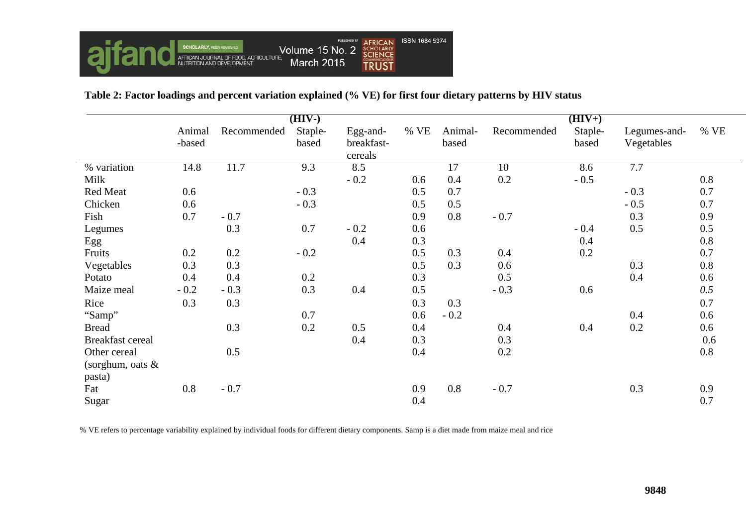**Table 2: Factor loadings and percent variation explained (% VE) for first four dietary patterns by HIV status**

| | (HIV-) | | | | | (HIV+) | | | | |
|---|---|---|---|---|---|---|---|---|---|---|
| | Animal-based | Recommended | Staple-based | Egg-and-breakfast-cereals | % VE | Animal-based | Recommended | Staple-based | Legumes-and-Vegetables | % VE |
| % variation | 14.8 | 11.7 | 9.3 | 8.5 | | 17 | 10 | 8.6 | 7.7 | |
| Milk | | | | - 0.2 | 0.6 | 0.4 | 0.2 | - 0.5 | | 0.8 |
| Red Meat | 0.6 | | - 0.3 | | 0.5 | 0.7 | | | - 0.3 | 0.7 |
| Chicken | 0.6 | | - 0.3 | | 0.5 | 0.5 | | | - 0.5 | 0.7 |
| Fish | 0.7 | - 0.7 | | | 0.9 | 0.8 | - 0.7 | | 0.3 | 0.9 |
| Legumes | | 0.3 | 0.7 | - 0.2 | 0.6 | | | - 0.4 | 0.5 | 0.5 |
| Egg | | | | 0.4 | 0.3 | | | 0.4 | | 0.8 |
| Fruits | 0.2 | 0.2 | - 0.2 | | 0.5 | 0.3 | 0.4 | 0.2 | | 0.7 |
| Vegetables | 0.3 | 0.3 | | | 0.5 | 0.3 | 0.6 | | 0.3 | 0.8 |
| Potato | 0.4 | 0.4 | 0.2 | | 0.3 | | 0.5 | | 0.4 | 0.6 |
| Maize meal | - 0.2 | - 0.3 | 0.3 | 0.4 | 0.5 | | - 0.3 | 0.6 | | *0.5* |
| Rice | 0.3 | 0.3 | | | 0.3 | 0.3 | | | | 0.7 |
| "Samp" | | | 0.7 | | 0.6 | - 0.2 | | | 0.4 | 0.6 |
| Bread | | 0.3 | 0.2 | 0.5 | 0.4 | | 0.4 | 0.4 | 0.2 | 0.6 |
| Breakfast cereal | | | | 0.4 | 0.3 | | 0.3 | | | 0.6 |
| Other cereal (sorghum, oats & pasta) | | 0.5 | | | 0.4 | | 0.2 | | | 0.8 |
| Fat | 0.8 | - 0.7 | | | 0.9 | 0.8 | - 0.7 | | 0.3 | 0.9 |
| Sugar | | | | | 0.4 | | | | | 0.7 |

% VE refers to percentage variability explained by individual foods for different dietary components. Samp is a diet made from maize meal and rice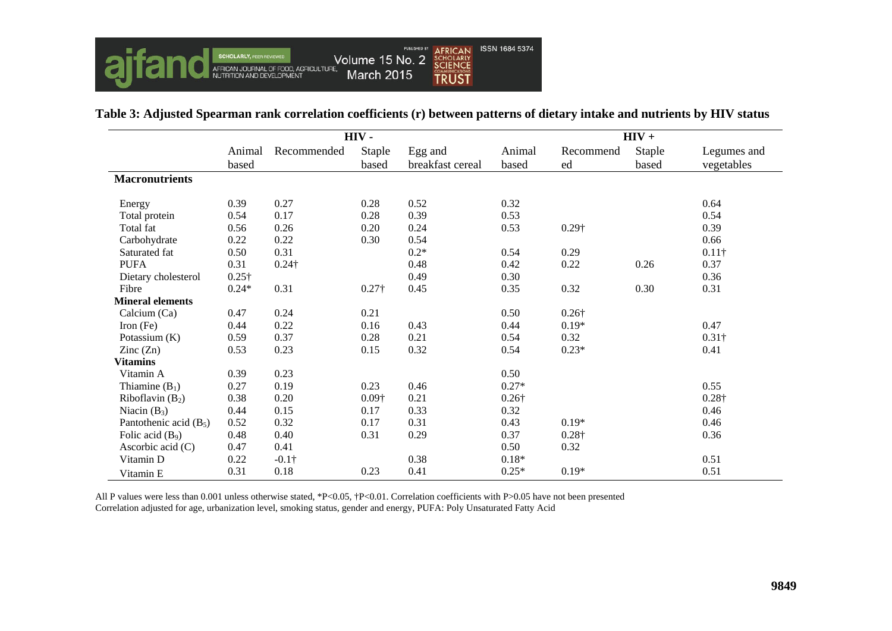**Table 3: Adjusted Spearman rank correlation coefficients (r) between patterns of dietary intake and nutrients by HIV status**

| | HIV - | | | | HIV + | | | |
|---|---|---|---|---|---|---|---|---|
| | Animal based | Recommended | Staple based | Egg and breakfast cereal | Animal based | Recommended | Staple based | Legumes and vegetables |
| **Macronutrients** | | | | | | | | |
| Energy | 0.39 | 0.27 | 0.28 | 0.52 | 0.32 | | | 0.64 |
| Total protein | 0.54 | 0.17 | 0.28 | 0.39 | 0.53 | | | 0.54 |
| Total fat | 0.56 | 0.26 | 0.20 | 0.24 | 0.53 | 0.29† | | 0.39 |
| Carbohydrate | 0.22 | 0.22 | 0.30 | 0.54 | | | | 0.66 |
| Saturated fat | 0.50 | 0.31 | | 0.2* | 0.54 | 0.29 | | 0.11† |
| PUFA | 0.31 | 0.24† | | 0.48 | 0.42 | 0.22 | 0.26 | 0.37 |
| Dietary cholesterol | 0.25† | | | 0.49 | 0.30 | | | 0.36 |
| Fibre | 0.24* | 0.31 | 0.27† | 0.45 | 0.35 | 0.32 | 0.30 | 0.31 |
| **Mineral elements** | | | | | | | | |
| Calcium (Ca) | 0.47 | 0.24 | 0.21 | | 0.50 | 0.26† | | |
| Iron (Fe) | 0.44 | 0.22 | 0.16 | 0.43 | 0.44 | 0.19* | | 0.47 |
| Potassium (K) | 0.59 | 0.37 | 0.28 | 0.21 | 0.54 | 0.32 | | 0.31† |
| Zinc (Zn) | 0.53 | 0.23 | 0.15 | 0.32 | 0.54 | 0.23* | | 0.41 |
| **Vitamins** | | | | | | | | |
| Vitamin A | 0.39 | 0.23 | | | 0.50 | | | |
| Thiamine ($B_1$) | 0.27 | 0.19 | 0.23 | 0.46 | 0.27* | | | 0.55 |
| Riboflavin ($B_2$) | 0.38 | 0.20 | 0.09† | 0.21 | 0.26† | | | 0.28† |
| Niacin ($B_3$) | 0.44 | 0.15 | 0.17 | 0.33 | 0.32 | | | 0.46 |
| Pantothenic acid ($B_5$) | 0.52 | 0.32 | 0.17 | 0.31 | 0.43 | 0.19* | | 0.46 |
| Folic acid ($B_9$) | 0.48 | 0.40 | 0.31 | 0.29 | 0.37 | 0.28† | | 0.36 |
| Ascorbic acid (C) | 0.47 | 0.41 | | | 0.50 | 0.32 | | |
| Vitamin D | 0.22 | -0.1† | | 0.38 | 0.18* | | | 0.51 |
| Vitamin E | 0.31 | 0.18 | 0.23 | 0.41 | 0.25* | 0.19* | | 0.51 |

All P values were less than 0.001 unless otherwise stated, *P<0.05, †P<0.01. Correlation coefficients with P>0.05 have not been presented
Correlation adjusted for age, urbanization level, smoking status, gender and energy, PUFA: Poly Unsaturated Fatty Acid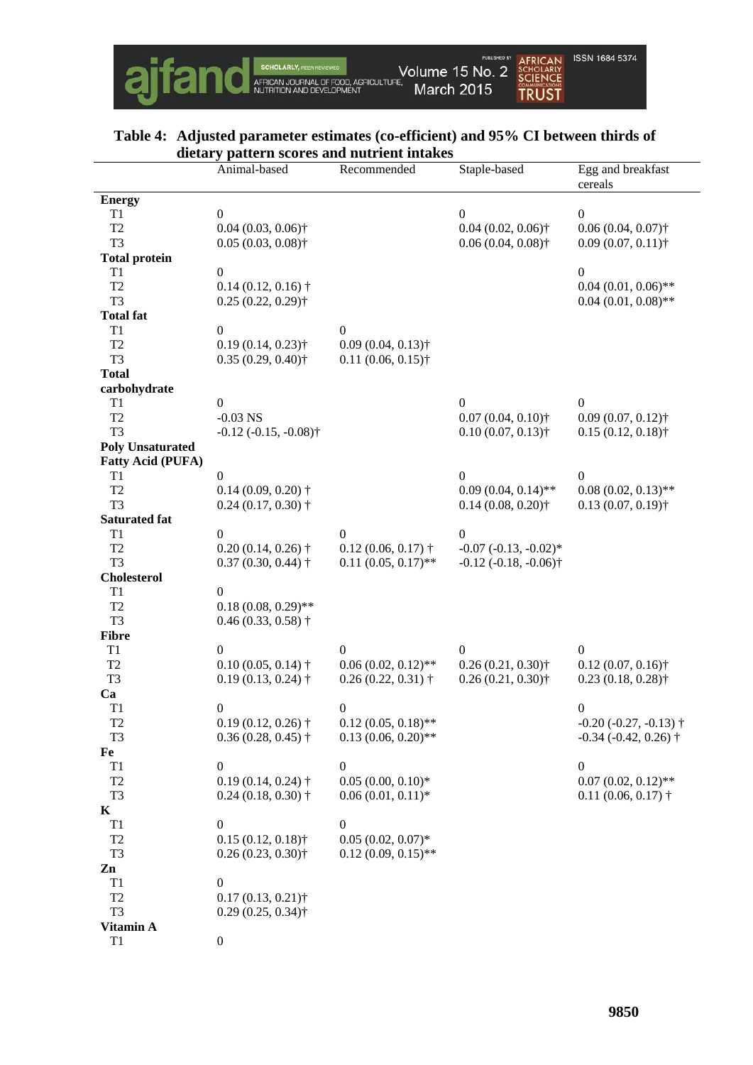**Table 4: Adjusted parameter estimates (co-efficient) and 95% CI between thirds of dietary pattern scores and nutrient intakes**

| | Animal-based | Recommended | Staple-based | Egg and breakfast cereals |
|---|---|---|---|---|
| **Energy** | | | | |
| T1 | 0 | | 0 | 0 |
| T2 | 0.04 (0.03, 0.06)† | | 0.04 (0.02, 0.06)† | 0.06 (0.04, 0.07)† |
| T3 | 0.05 (0.03, 0.08)† | | 0.06 (0.04, 0.08)† | 0.09 (0.07, 0.11)† |
| **Total protein** | | | | |
| T1 | 0 | | | 0 |
| T2 | 0.14 (0.12, 0.16) † | | | 0.04 (0.01, 0.06)** |
| T3 | 0.25 (0.22, 0.29)† | | | 0.04 (0.01, 0.08)** |
| **Total fat** | | | | |
| T1 | 0 | 0 | | |
| T2 | 0.19 (0.14, 0.23)† | 0.09 (0.04, 0.13)† | | |
| T3 | 0.35 (0.29, 0.40)† | 0.11 (0.06, 0.15)† | | |
| **Total carbohydrate** | | | | |
| T1 | 0 | | 0 | 0 |
| T2 | -0.03 NS | | 0.07 (0.04, 0.10)† | 0.09 (0.07, 0.12)† |
| T3 | -0.12 (-0.15, -0.08)† | | 0.10 (0.07, 0.13)† | 0.15 (0.12, 0.18)† |
| **Poly Unsaturated Fatty Acid (PUFA)** | | | | |
| T1 | 0 | | 0 | 0 |
| T2 | 0.14 (0.09, 0.20) † | | 0.09 (0.04, 0.14)** | 0.08 (0.02, 0.13)** |
| T3 | 0.24 (0.17, 0.30) † | | 0.14 (0.08, 0.20)† | 0.13 (0.07, 0.19)† |
| **Saturated fat** | | | | |
| T1 | 0 | 0 | 0 | |
| T2 | 0.20 (0.14, 0.26) † | 0.12 (0.06, 0.17) † | -0.07 (-0.13, -0.02)* | |
| T3 | 0.37 (0.30, 0.44) † | 0.11 (0.05, 0.17)** | -0.12 (-0.18, -0.06)† | |
| **Cholesterol** | | | | |
| T1 | 0 | | | |
| T2 | 0.18 (0.08, 0.29)** | | | |
| T3 | 0.46 (0.33, 0.58) † | | | |
| **Fibre** | | | | |
| T1 | 0 | 0 | 0 | 0 |
| T2 | 0.10 (0.05, 0.14) † | 0.06 (0.02, 0.12)** | 0.26 (0.21, 0.30)† | 0.12 (0.07, 0.16)† |
| T3 | 0.19 (0.13, 0.24) † | 0.26 (0.22, 0.31) † | 0.26 (0.21, 0.30)† | 0.23 (0.18, 0.28)† |
| **Ca** | | | | |
| T1 | 0 | 0 | | 0 |
| T2 | 0.19 (0.12, 0.26) † | 0.12 (0.05, 0.18)** | | -0.20 (-0.27, -0.13) † |
| T3 | 0.36 (0.28, 0.45) † | 0.13 (0.06, 0.20)** | | -0.34 (-0.42, 0.26) † |
| **Fe** | | | | |
| T1 | 0 | 0 | | 0 |
| T2 | 0.19 (0.14, 0.24) † | 0.05 (0.00, 0.10)* | | 0.07 (0.02, 0.12)** |
| T3 | 0.24 (0.18, 0.30) † | 0.06 (0.01, 0.11)* | | 0.11 (0.06, 0.17) † |
| **K** | | | | |
| T1 | 0 | 0 | | |
| T2 | 0.15 (0.12, 0.18)† | 0.05 (0.02, 0.07)* | | |
| T3 | 0.26 (0.23, 0.30)† | 0.12 (0.09, 0.15)** | | |
| **Zn** | | | | |
| T1 | 0 | | | |
| T2 | 0.17 (0.13, 0.21)† | | | |
| T3 | 0.29 (0.25, 0.34)† | | | |
| **Vitamin A** | | | | |
| T1 | 0 | | | |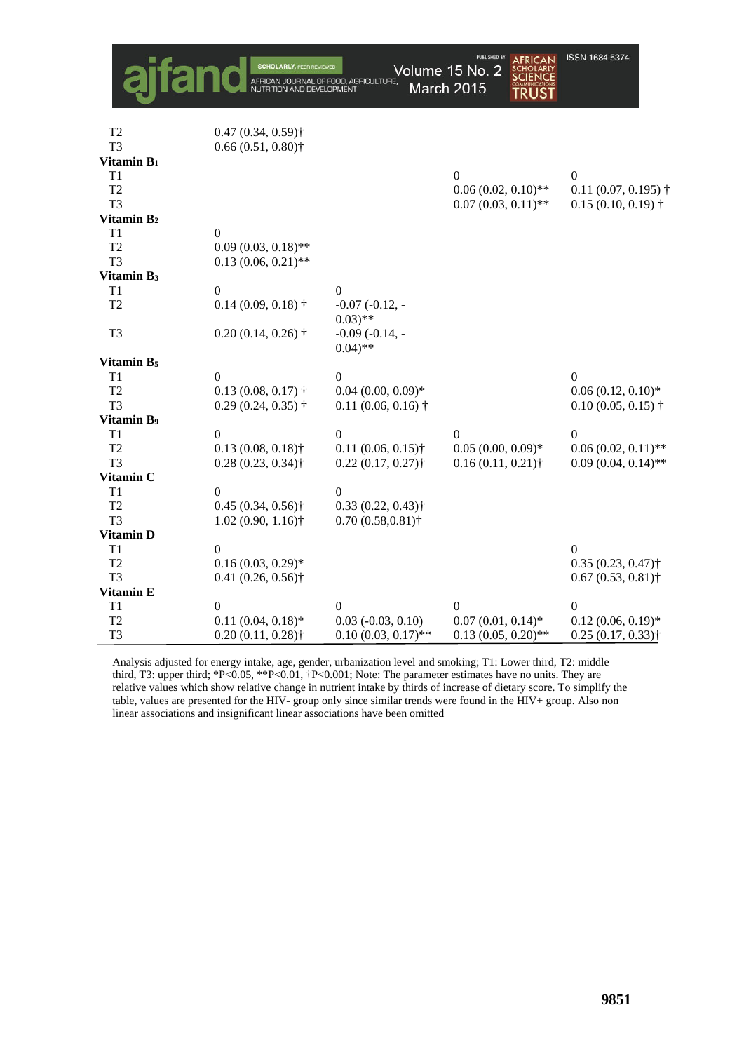| | | | | |
|---|---|---|---|---|
| T2 | 0.47 (0.34, 0.59)† | | | |
| T3 | 0.66 (0.51, 0.80)† | | | |
| **Vitamin $B_1$** | | | | |
| T1 | | | 0 | 0 |
| T2 | | | 0.06 (0.02, 0.10)** | 0.11 (0.07, 0.195) † |
| T3 | | | 0.07 (0.03, 0.11)** | 0.15 (0.10, 0.19) † |
| **Vitamin $B_2$** | | | | |
| T1 | 0 | | | |
| T2 | 0.09 (0.03, 0.18)** | | | |
| T3 | 0.13 (0.06, 0.21)** | | | |
| **Vitamin $B_3$** | | | | |
| T1 | 0 | 0 | | |
| T2 | 0.14 (0.09, 0.18) † | -0.07 (-0.12, -0.03)** | | |
| T3 | 0.20 (0.14, 0.26) † | -0.09 (-0.14, -0.04)** | | |
| **Vitamin $B_5$** | | | | |
| T1 | 0 | 0 | | 0 |
| T2 | 0.13 (0.08, 0.17) † | 0.04 (0.00, 0.09)* | | 0.06 (0.12, 0.10)* |
| T3 | 0.29 (0.24, 0.35) † | 0.11 (0.06, 0.16) † | | 0.10 (0.05, 0.15) † |
| **Vitamin $B_9$** | | | | |
| T1 | 0 | 0 | 0 | 0 |
| T2 | 0.13 (0.08, 0.18)† | 0.11 (0.06, 0.15)† | 0.05 (0.00, 0.09)* | 0.06 (0.02, 0.11)** |
| T3 | 0.28 (0.23, 0.34)† | 0.22 (0.17, 0.27)† | 0.16 (0.11, 0.21)† | 0.09 (0.04, 0.14)** |
| **Vitamin C** | | | | |
| T1 | 0 | 0 | | |
| T2 | 0.45 (0.34, 0.56)† | 0.33 (0.22, 0.43)† | | |
| T3 | 1.02 (0.90, 1.16)† | 0.70 (0.58,0.81)† | | |
| **Vitamin D** | | | | |
| T1 | 0 | | | 0 |
| T2 | 0.16 (0.03, 0.29)* | | | 0.35 (0.23, 0.47)† |
| T3 | 0.41 (0.26, 0.56)† | | | 0.67 (0.53, 0.81)† |
| **Vitamin E** | | | | |
| T1 | 0 | 0 | 0 | 0 |
| T2 | 0.11 (0.04, 0.18)* | 0.03 (-0.03, 0.10) | 0.07 (0.01, 0.14)* | 0.12 (0.06, 0.19)* |
| T3 | 0.20 (0.11, 0.28)† | 0.10 (0.03, 0.17)** | 0.13 (0.05, 0.20)** | 0.25 (0.17, 0.33)† |

Analysis adjusted for energy intake, age, gender, urbanization level and smoking; T1: Lower third, T2: middle third, T3: upper third; *P<0.05, **P<0.01, †P<0.001; Note: The parameter estimates have no units. They are relative values which show relative change in nutrient intake by thirds of increase of dietary score. To simplify the table, values are presented for the HIV- group only since similar trends were found in the HIV+ group. Also non linear associations and insignificant linear associations have been omitted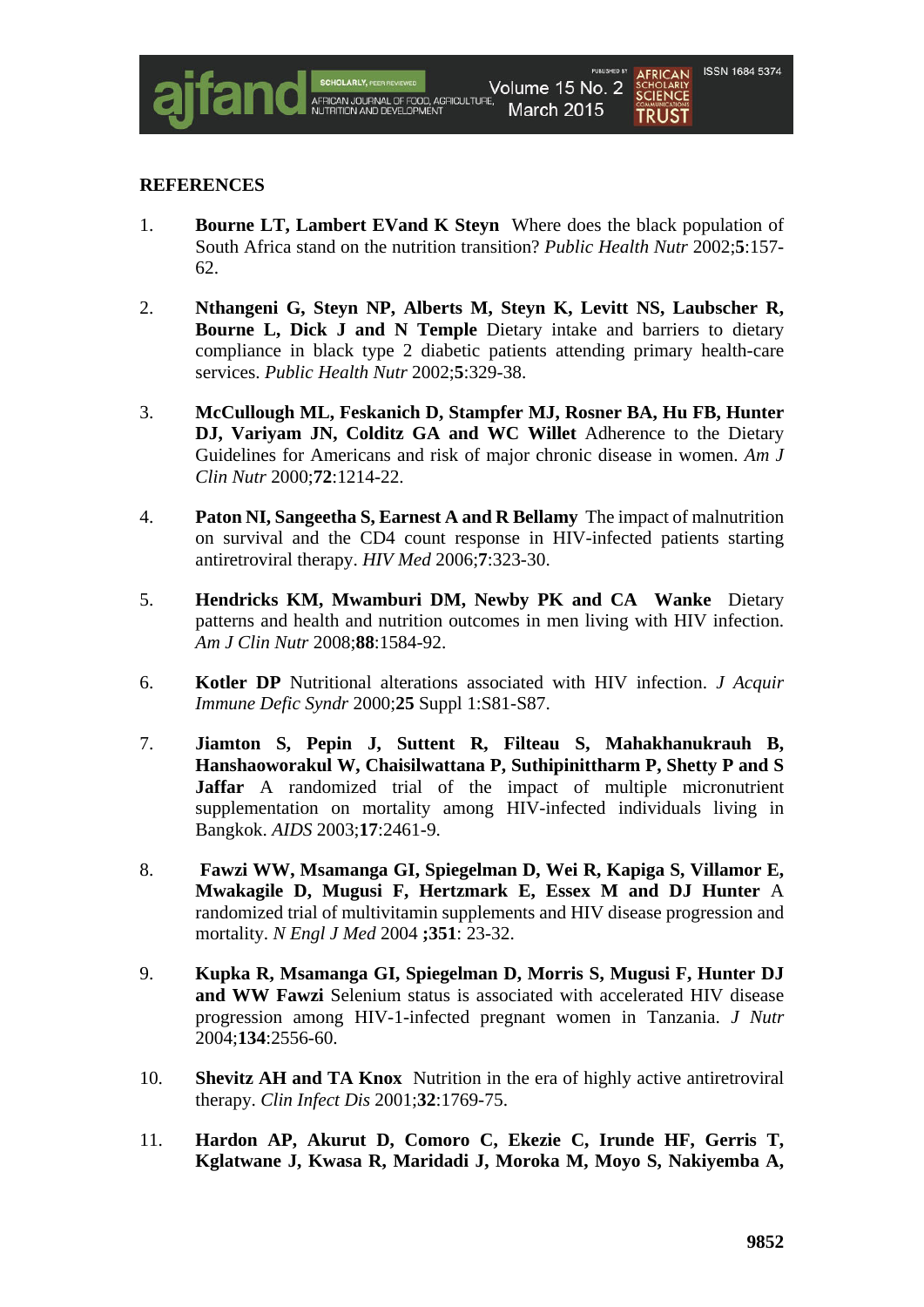## REFERENCES

1. **Bourne LT, Lambert EVand K Steyn** Where does the black population of South Africa stand on the nutrition transition? *Public Health Nutr* 2002;**5**:157-62.

2. **Nthangeni G, Steyn NP, Alberts M, Steyn K, Levitt NS, Laubscher R, Bourne L, Dick J and N Temple** Dietary intake and barriers to dietary compliance in black type 2 diabetic patients attending primary health-care services. *Public Health Nutr* 2002;**5**:329-38.

3. **McCullough ML, Feskanich D, Stampfer MJ, Rosner BA, Hu FB, Hunter DJ, Variyam JN, Colditz GA and WC Willet** Adherence to the Dietary Guidelines for Americans and risk of major chronic disease in women. *Am J Clin Nutr* 2000;**72**:1214-22.

4. **Paton NI, Sangeetha S, Earnest A and R Bellamy** The impact of malnutrition on survival and the CD4 count response in HIV-infected patients starting antiretroviral therapy. *HIV Med* 2006;**7**:323-30.

5. **Hendricks KM, Mwamburi DM, Newby PK and CA Wanke** Dietary patterns and health and nutrition outcomes in men living with HIV infection. *Am J Clin Nutr* 2008;**88**:1584-92.

6. **Kotler DP** Nutritional alterations associated with HIV infection. *J Acquir Immune Defic Syndr* 2000;**25** Suppl 1:S81-S87.

7. **Jiamton S, Pepin J, Suttent R, Filteau S, Mahakhanukrauh B, Hanshaoworakul W, Chaisilwattana P, Suthipinittharm P, Shetty P and S Jaffar** A randomized trial of the impact of multiple micronutrient supplementation on mortality among HIV-infected individuals living in Bangkok. *AIDS* 2003;**17**:2461-9.

8. **Fawzi WW, Msamanga GI, Spiegelman D, Wei R, Kapiga S, Villamor E, Mwakagile D, Mugusi F, Hertzmark E, Essex M and DJ Hunter** A randomized trial of multivitamin supplements and HIV disease progression and mortality. *N Engl J Med* 2004 **;351**: 23-32.

9. **Kupka R, Msamanga GI, Spiegelman D, Morris S, Mugusi F, Hunter DJ and WW Fawzi** Selenium status is associated with accelerated HIV disease progression among HIV-1-infected pregnant women in Tanzania. *J Nutr* 2004;**134**:2556-60.

10. **Shevitz AH and TA Knox** Nutrition in the era of highly active antiretroviral therapy. *Clin Infect Dis* 2001;**32**:1769-75.

11. **Hardon AP, Akurut D, Comoro C, Ekezie C, Irunde HF, Gerris T, Kglatwane J, Kwasa R, Maridadi J, Moroka M, Moyo S, Nakiyemba A,**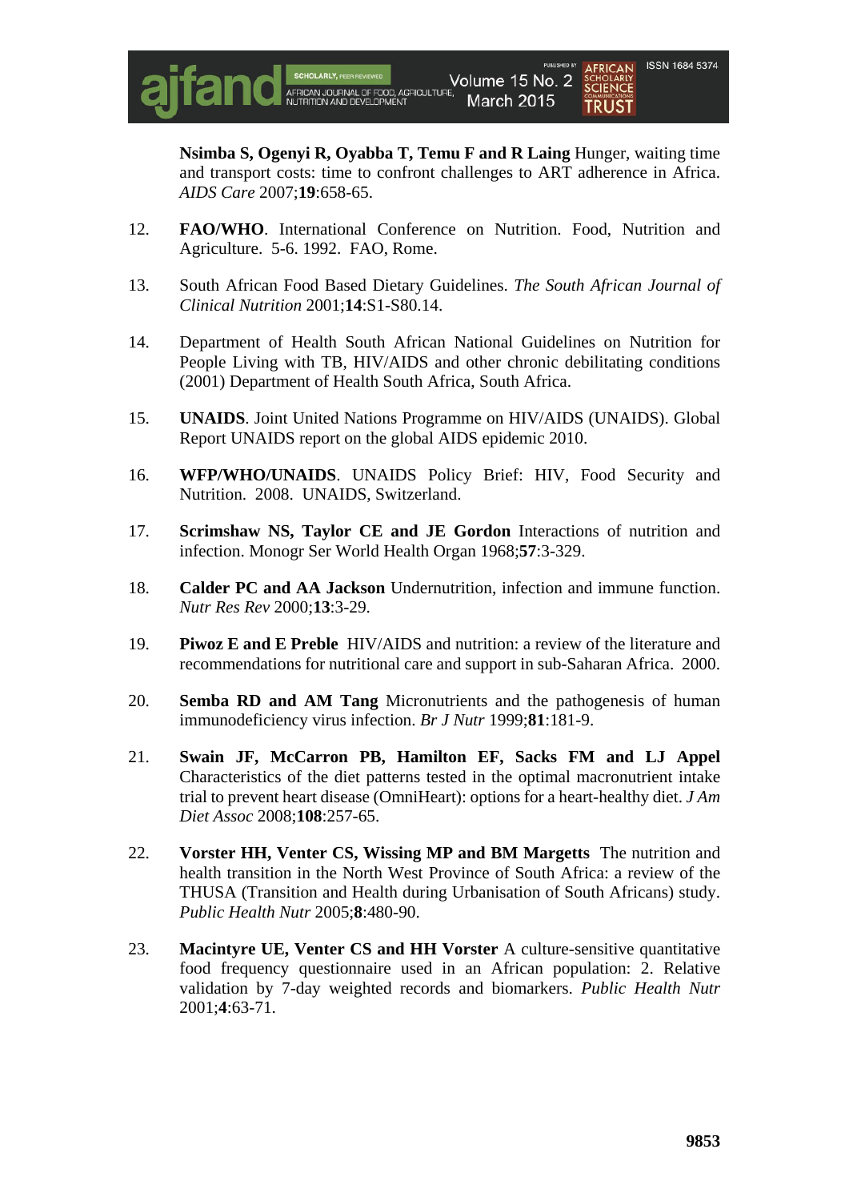**Nsimba S, Ogenyi R, Oyabba T, Temu F and R Laing** Hunger, waiting time and transport costs: time to confront challenges to ART adherence in Africa. *AIDS Care* 2007;**19**:658-65.

12. **FAO/WHO**. International Conference on Nutrition. Food, Nutrition and Agriculture. 5-6. 1992. FAO, Rome.

13. South African Food Based Dietary Guidelines. *The South African Journal of Clinical Nutrition* 2001;**14**:S1-S80.14.

14. Department of Health South African National Guidelines on Nutrition for People Living with TB, HIV/AIDS and other chronic debilitating conditions (2001) Department of Health South Africa, South Africa.

15. **UNAIDS**. Joint United Nations Programme on HIV/AIDS (UNAIDS). Global Report UNAIDS report on the global AIDS epidemic 2010.

16. **WFP/WHO/UNAIDS**. UNAIDS Policy Brief: HIV, Food Security and Nutrition. 2008. UNAIDS, Switzerland.

17. **Scrimshaw NS, Taylor CE and JE Gordon** Interactions of nutrition and infection. Monogr Ser World Health Organ 1968;**57**:3-329.

18. **Calder PC and AA Jackson** Undernutrition, infection and immune function. *Nutr Res Rev* 2000;**13**:3-29.

19. **Piwoz E and E Preble** HIV/AIDS and nutrition: a review of the literature and recommendations for nutritional care and support in sub-Saharan Africa. 2000.

20. **Semba RD and AM Tang** Micronutrients and the pathogenesis of human immunodeficiency virus infection. *Br J Nutr* 1999;**81**:181-9.

21. **Swain JF, McCarron PB, Hamilton EF, Sacks FM and LJ Appel** Characteristics of the diet patterns tested in the optimal macronutrient intake trial to prevent heart disease (OmniHeart): options for a heart-healthy diet. *J Am Diet Assoc* 2008;**108**:257-65.

22. **Vorster HH, Venter CS, Wissing MP and BM Margetts** The nutrition and health transition in the North West Province of South Africa: a review of the THUSA (Transition and Health during Urbanisation of South Africans) study. *Public Health Nutr* 2005;**8**:480-90.

23. **Macintyre UE, Venter CS and HH Vorster** A culture-sensitive quantitative food frequency questionnaire used in an African population: 2. Relative validation by 7-day weighted records and biomarkers. *Public Health Nutr* 2001;**4**:63-71.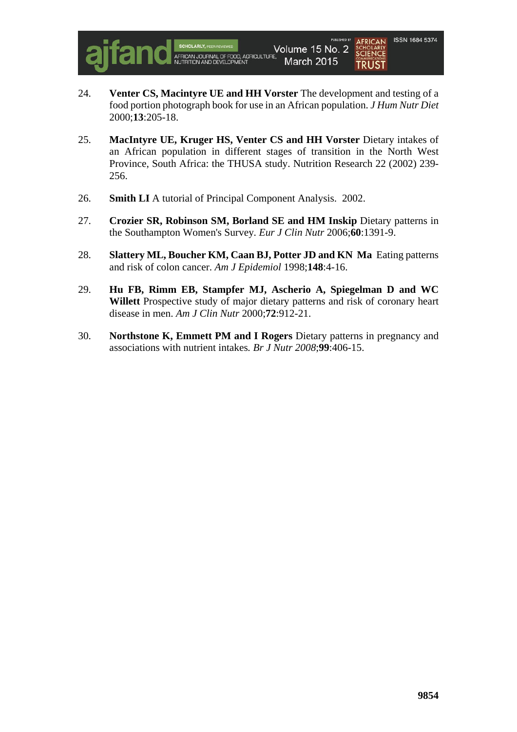24. **Venter CS, Macintyre UE and HH Vorster** The development and testing of a food portion photograph book for use in an African population. *J Hum Nutr Diet* 2000;**13**:205-18.

25. **MacIntyre UE, Kruger HS, Venter CS and HH Vorster** Dietary intakes of an African population in different stages of transition in the North West Province, South Africa: the THUSA study. Nutrition Research 22 (2002) 239-256.

26. **Smith LI** A tutorial of Principal Component Analysis. 2002.

27. **Crozier SR, Robinson SM, Borland SE and HM Inskip** Dietary patterns in the Southampton Women's Survey. *Eur J Clin Nutr* 2006;**60**:1391-9.

28. **Slattery ML, Boucher KM, Caan BJ, Potter JD and KN Ma** Eating patterns and risk of colon cancer. *Am J Epidemiol* 1998;**148**:4-16.

29. **Hu FB, Rimm EB, Stampfer MJ, Ascherio A, Spiegelman D and WC Willett** Prospective study of major dietary patterns and risk of coronary heart disease in men. *Am J Clin Nutr* 2000;**72**:912-21.

30. **Northstone K, Emmett PM and I Rogers** Dietary patterns in pregnancy and associations with nutrient intakes*. Br J Nutr 2008*;**99**:406-15.